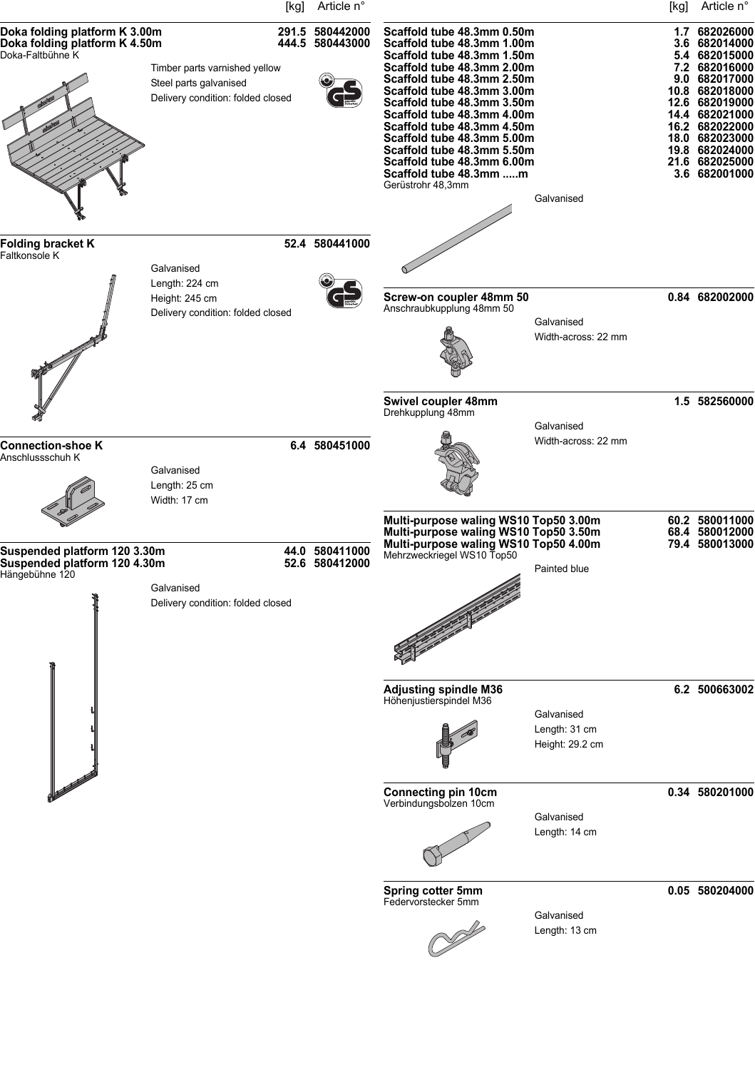| | [kg] | Article n° |
|---|---|---|
| **Doka folding platform K 3.00m** | **291.5** | **580442000** |
| **Doka folding platform K 4.50m** | **444.5** | **580443000** |

Doka-Faltbühne K

Timber parts varnished yellow
Steel parts galvanised
Delivery condition: folded closed

| | [kg] | Article n° |
|---|---|---|
| **Folding bracket K** | **52.4** | **580441000** |

Faltkonsole K

Galvanised
Length: 224 cm
Height: 245 cm
Delivery condition: folded closed

| | [kg] | Article n° |
|---|---|---|
| **Connection-shoe K** | **6.4** | **580451000** |

Anschlussschuh K

Galvanised
Length: 25 cm
Width: 17 cm

| | [kg] | Article n° |
|---|---|---|
| **Suspended platform 120 3.30m** | **44.0** | **580411000** |
| **Suspended platform 120 4.30m** | **52.6** | **580412000** |

Hängebühne 120

Galvanised
Delivery condition: folded closed

| | [kg] | Article n° |
|---|---|---|
| **Scaffold tube 48.3mm 0.50m** | **1.7** | **682026000** |
| **Scaffold tube 48.3mm 1.00m** | **3.6** | **682014000** |
| **Scaffold tube 48.3mm 1.50m** | **5.4** | **682015000** |
| **Scaffold tube 48.3mm 2.00m** | **7.2** | **682016000** |
| **Scaffold tube 48.3mm 2.50m** | **9.0** | **682017000** |
| **Scaffold tube 48.3mm 3.00m** | **10.8** | **682018000** |
| **Scaffold tube 48.3mm 3.50m** | **12.6** | **682019000** |
| **Scaffold tube 48.3mm 4.00m** | **14.4** | **682021000** |
| **Scaffold tube 48.3mm 4.50m** | **16.2** | **682022000** |
| **Scaffold tube 48.3mm 5.00m** | **18.0** | **682023000** |
| **Scaffold tube 48.3mm 5.50m** | **19.8** | **682024000** |
| **Scaffold tube 48.3mm 6.00m** | **21.6** | **682025000** |
| **Scaffold tube 48.3mm .....m** | **3.6** | **682001000** |

Gerüstrohr 48,3mm

Galvanised

| | [kg] | Article n° |
|---|---|---|
| **Screw-on coupler 48mm 50** | **0.84** | **682002000** |

Anschraubkupplung 48mm 50

Galvanised
Width-across: 22 mm

| | [kg] | Article n° |
|---|---|---|
| **Swivel coupler 48mm** | **1.5** | **582560000** |

Drehkupplung 48mm

Galvanised
Width-across: 22 mm

| | [kg] | Article n° |
|---|---|---|
| **Multi-purpose waling WS10 Top50 3.00m** | **60.2** | **580011000** |
| **Multi-purpose waling WS10 Top50 3.50m** | **68.4** | **580012000** |
| **Multi-purpose waling WS10 Top50 4.00m** | **79.4** | **580013000** |

Mehrzweckriegel WS10 Top50

Painted blue

| | [kg] | Article n° |
|---|---|---|
| **Adjusting spindle M36** | **6.2** | **500663002** |

Höhenjustierspindel M36

Galvanised
Length: 31 cm
Height: 29.2 cm

| | [kg] | Article n° |
|---|---|---|
| **Connecting pin 10cm** | **0.34** | **580201000** |

Verbindungsbolzen 10cm

Galvanised
Length: 14 cm

| | [kg] | Article n° |
|---|---|---|
| **Spring cotter 5mm** | **0.05** | **580204000** |

Federvorstecker 5mm

Galvanised
Length: 13 cm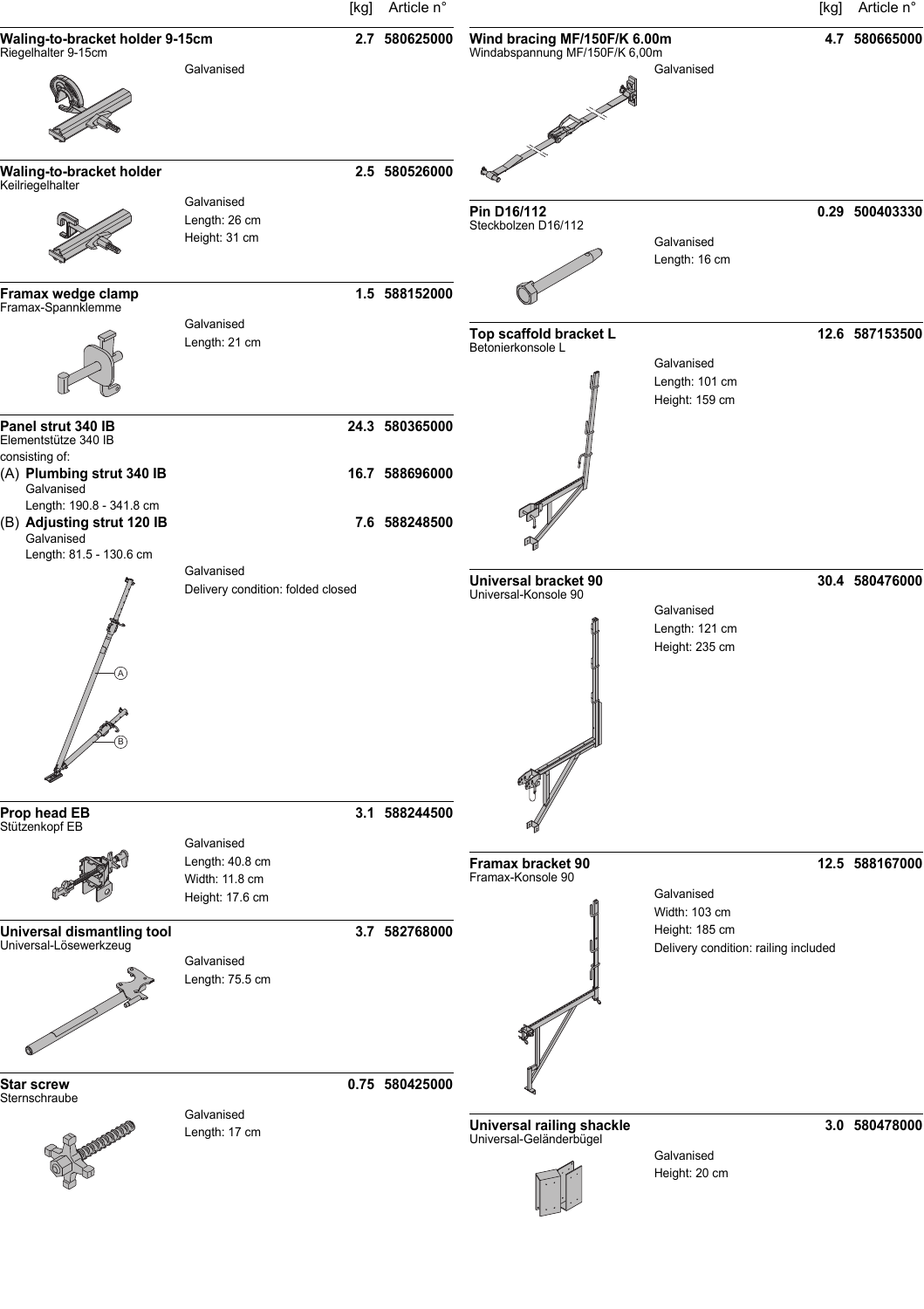| | [kg] | Article n° |
|---|---|---|

**Waling-to-bracket holder 9-15cm** — 2.7 — 580625000
Riegelhalter 9-15cm
Galvanised

**Waling-to-bracket holder** — 2.5 — 580526000
Keilriegelhalter
Galvanised
Length: 26 cm
Height: 31 cm

**Framax wedge clamp** — 1.5 — 588152000
Framax-Spannklemme
Galvanised
Length: 21 cm

**Panel strut 340 IB** — 24.3 — 580365000
Elementstütze 340 IB
consisting of:
(A) **Plumbing strut 340 IB** — 16.7 — 588696000
Galvanised
Length: 190.8 - 341.8 cm
(B) **Adjusting strut 120 IB** — 7.6 — 588248500
Galvanised
Length: 81.5 - 130.6 cm
Galvanised
Delivery condition: folded closed

**Prop head EB** — 3.1 — 588244500
Stützenkopf EB
Galvanised
Length: 40.8 cm
Width: 11.8 cm
Height: 17.6 cm

**Universal dismantling tool** — 3.7 — 582768000
Universal-Lösewerkzeug
Galvanised
Length: 75.5 cm

**Star screw** — 0.75 — 580425000
Sternschraube
Galvanised
Length: 17 cm

**Wind bracing MF/150F/K 6.00m** — 4.7 — 580665000
Windabspannung MF/150F/K 6,00m
Galvanised

**Pin D16/112** — 0.29 — 500403330
Steckbolzen D16/112
Galvanised
Length: 16 cm

**Top scaffold bracket L** — 12.6 — 587153500
Betonierkonsole L
Galvanised
Length: 101 cm
Height: 159 cm

**Universal bracket 90** — 30.4 — 580476000
Universal-Konsole 90
Galvanised
Length: 121 cm
Height: 235 cm

**Framax bracket 90** — 12.5 — 588167000
Framax-Konsole 90
Galvanised
Width: 103 cm
Height: 185 cm
Delivery condition: railing included

**Universal railing shackle** — 3.0 — 580478000
Universal-Geländerbügel
Galvanised
Height: 20 cm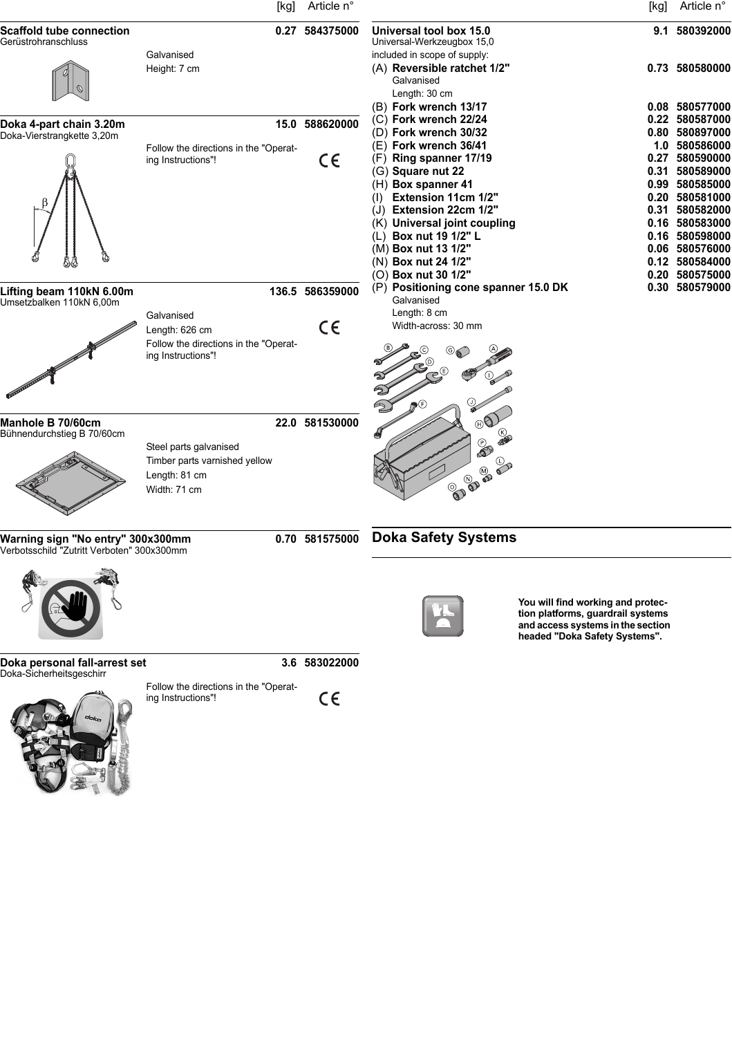| | [kg] | Article n° |
|---|---|---|
| **Scaffold tube connection**<br>Gerüstrohranschluss | **0.27** | **584375000** |

Galvanised
Height: 7 cm

| | [kg] | Article n° |
|---|---|---|
| **Doka 4-part chain 3.20m**<br>Doka-Vierstrangkette 3,20m | **15.0** | **588620000** |

Follow the directions in the "Operating Instructions"!

β

| | [kg] | Article n° |
|---|---|---|
| **Lifting beam 110kN 6.00m**<br>Umsetzbalken 110kN 6,00m | **136.5** | **586359000** |

Galvanised
Length: 626 cm
Follow the directions in the "Operating Instructions"!

| | [kg] | Article n° |
|---|---|---|
| **Manhole B 70/60cm**<br>Bühnendurchstieg B 70/60cm | **22.0** | **581530000** |

Steel parts galvanised
Timber parts varnished yellow
Length: 81 cm
Width: 71 cm

| | [kg] | Article n° |
|---|---|---|
| **Warning sign "No entry" 300x300mm**<br>Verbotsschild "Zutritt Verboten" 300x300mm | **0.70** | **581575000** |

| | [kg] | Article n° |
|---|---|---|
| **Doka personal fall-arrest set**<br>Doka-Sicherheitsgeschirr | **3.6** | **583022000** |

Follow the directions in the "Operating Instructions"!

| | [kg] | Article n° |
|---|---|---|
| **Universal tool box 15.0**<br>Universal-Werkzeugbox 15,0 | **9.1** | **580392000** |

included in scope of supply:

| | [kg] | Article n° |
|---|---|---|
| (A) **Reversible ratchet 1/2"**<br>Galvanised<br>Length: 30 cm | **0.73** | **580580000** |
| (B) **Fork wrench 13/17** | **0.08** | **580577000** |
| (C) **Fork wrench 22/24** | **0.22** | **580587000** |
| (D) **Fork wrench 30/32** | **0.80** | **580897000** |
| (E) **Fork wrench 36/41** | **1.0** | **580586000** |
| (F) **Ring spanner 17/19** | **0.27** | **580590000** |
| (G) **Square nut 22** | **0.31** | **580589000** |
| (H) **Box spanner 41** | **0.99** | **580585000** |
| (I) **Extension 11cm 1/2"** | **0.20** | **580581000** |
| (J) **Extension 22cm 1/2"** | **0.31** | **580582000** |
| (K) **Universal joint coupling** | **0.16** | **580583000** |
| (L) **Box nut 19 1/2" L** | **0.16** | **580598000** |
| (M) **Box nut 13 1/2"** | **0.06** | **580576000** |
| (N) **Box nut 24 1/2"** | **0.12** | **580584000** |
| (O) **Box nut 30 1/2"** | **0.20** | **580575000** |
| (P) **Positioning cone spanner 15.0 DK**<br>Galvanised<br>Length: 8 cm<br>Width-across: 30 mm | **0.30** | **580579000** |

## Doka Safety Systems

**You will find working and protection platforms, guardrail systems and access systems in the section headed "Doka Safety Systems".**